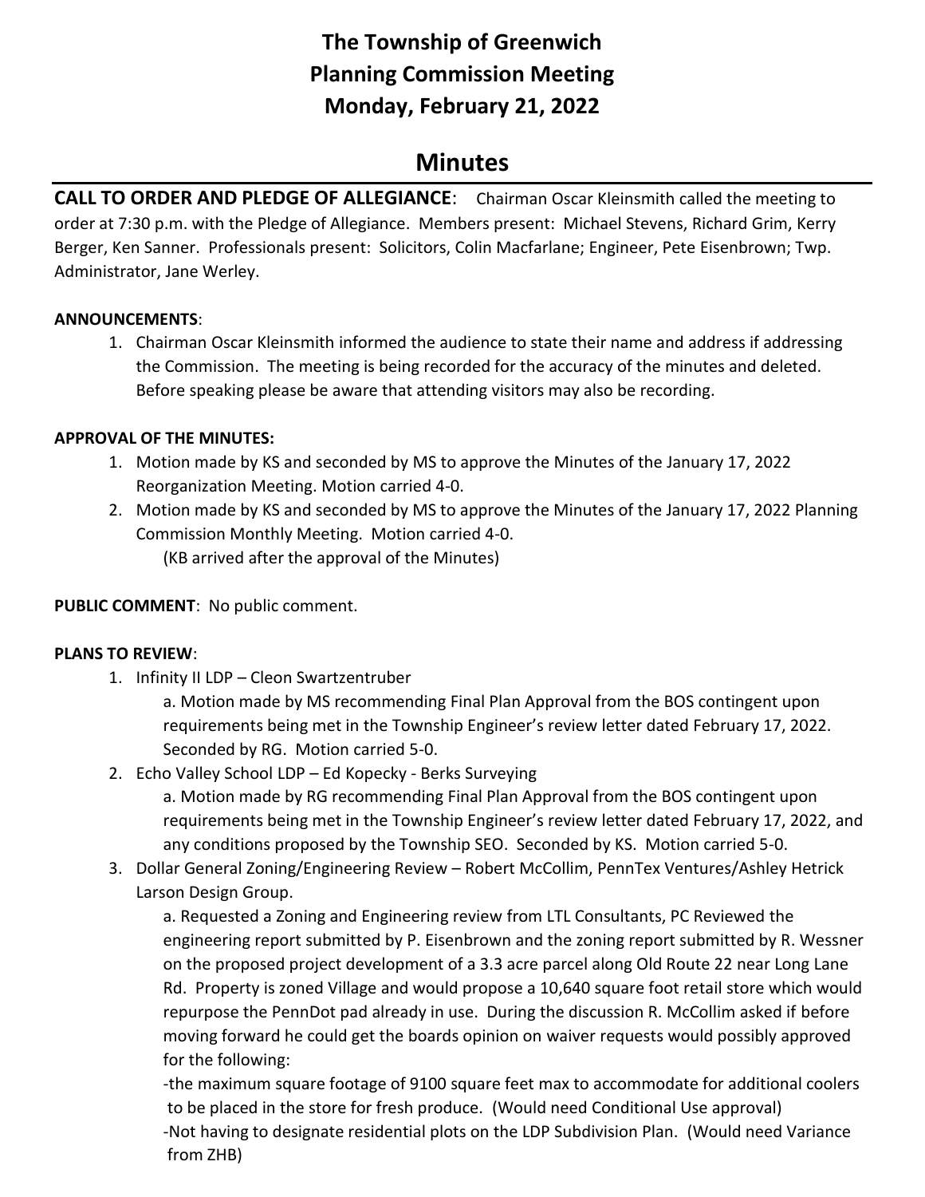# The Township of Greenwich
# Planning Commission Meeting
# Monday, February 21, 2022

## Minutes

**CALL TO ORDER AND PLEDGE OF ALLEGIANCE**: Chairman Oscar Kleinsmith called the meeting to order at 7:30 p.m. with the Pledge of Allegiance. Members present: Michael Stevens, Richard Grim, Kerry Berger, Ken Sanner. Professionals present: Solicitors, Colin Macfarlane; Engineer, Pete Eisenbrown; Twp. Administrator, Jane Werley.

**ANNOUNCEMENTS**:

1. Chairman Oscar Kleinsmith informed the audience to state their name and address if addressing the Commission. The meeting is being recorded for the accuracy of the minutes and deleted. Before speaking please be aware that attending visitors may also be recording.

**APPROVAL OF THE MINUTES:**

1. Motion made by KS and seconded by MS to approve the Minutes of the January 17, 2022 Reorganization Meeting. Motion carried 4-0.
2. Motion made by KS and seconded by MS to approve the Minutes of the January 17, 2022 Planning Commission Monthly Meeting. Motion carried 4-0.
   (KB arrived after the approval of the Minutes)

**PUBLIC COMMENT**: No public comment.

**PLANS TO REVIEW**:

1. Infinity II LDP – Cleon Swartzentruber
   a. Motion made by MS recommending Final Plan Approval from the BOS contingent upon requirements being met in the Township Engineer's review letter dated February 17, 2022. Seconded by RG. Motion carried 5-0.
2. Echo Valley School LDP – Ed Kopecky - Berks Surveying
   a. Motion made by RG recommending Final Plan Approval from the BOS contingent upon requirements being met in the Township Engineer's review letter dated February 17, 2022, and any conditions proposed by the Township SEO. Seconded by KS. Motion carried 5-0.
3. Dollar General Zoning/Engineering Review – Robert McCollim, PennTex Ventures/Ashley Hetrick Larson Design Group.
   a. Requested a Zoning and Engineering review from LTL Consultants, PC Reviewed the engineering report submitted by P. Eisenbrown and the zoning report submitted by R. Wessner on the proposed project development of a 3.3 acre parcel along Old Route 22 near Long Lane Rd. Property is zoned Village and would propose a 10,640 square foot retail store which would repurpose the PennDot pad already in use. During the discussion R. McCollim asked if before moving forward he could get the boards opinion on waiver requests would possibly approved for the following:
   -the maximum square footage of 9100 square feet max to accommodate for additional coolers to be placed in the store for fresh produce. (Would need Conditional Use approval)
   -Not having to designate residential plots on the LDP Subdivision Plan. (Would need Variance from ZHB)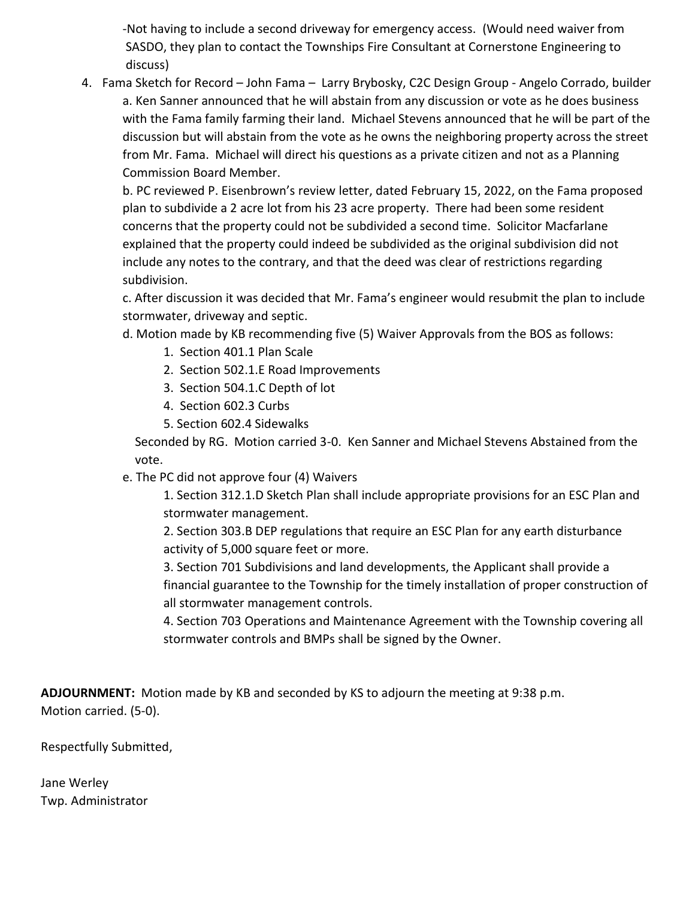-Not having to include a second driveway for emergency access. (Would need waiver from SASDO, they plan to contact the Townships Fire Consultant at Cornerstone Engineering to discuss)

4. Fama Sketch for Record – John Fama – Larry Brybosky, C2C Design Group - Angelo Corrado, builder

   a. Ken Sanner announced that he will abstain from any discussion or vote as he does business with the Fama family farming their land. Michael Stevens announced that he will be part of the discussion but will abstain from the vote as he owns the neighboring property across the street from Mr. Fama. Michael will direct his questions as a private citizen and not as a Planning Commission Board Member.

   b. PC reviewed P. Eisenbrown's review letter, dated February 15, 2022, on the Fama proposed plan to subdivide a 2 acre lot from his 23 acre property. There had been some resident concerns that the property could not be subdivided a second time. Solicitor Macfarlane explained that the property could indeed be subdivided as the original subdivision did not include any notes to the contrary, and that the deed was clear of restrictions regarding subdivision.

   c. After discussion it was decided that Mr. Fama's engineer would resubmit the plan to include stormwater, driveway and septic.

   d. Motion made by KB recommending five (5) Waiver Approvals from the BOS as follows:

      1. Section 401.1 Plan Scale
      2. Section 502.1.E Road Improvements
      3. Section 504.1.C Depth of lot
      4. Section 602.3 Curbs
      5. Section 602.4 Sidewalks

   Seconded by RG. Motion carried 3-0. Ken Sanner and Michael Stevens Abstained from the vote.

   e. The PC did not approve four (4) Waivers

      1. Section 312.1.D Sketch Plan shall include appropriate provisions for an ESC Plan and stormwater management.
      2. Section 303.B DEP regulations that require an ESC Plan for any earth disturbance activity of 5,000 square feet or more.
      3. Section 701 Subdivisions and land developments, the Applicant shall provide a financial guarantee to the Township for the timely installation of proper construction of all stormwater management controls.
      4. Section 703 Operations and Maintenance Agreement with the Township covering all stormwater controls and BMPs shall be signed by the Owner.

**ADJOURNMENT:** Motion made by KB and seconded by KS to adjourn the meeting at 9:38 p.m. Motion carried. (5-0).

Respectfully Submitted,

Jane Werley
Twp. Administrator